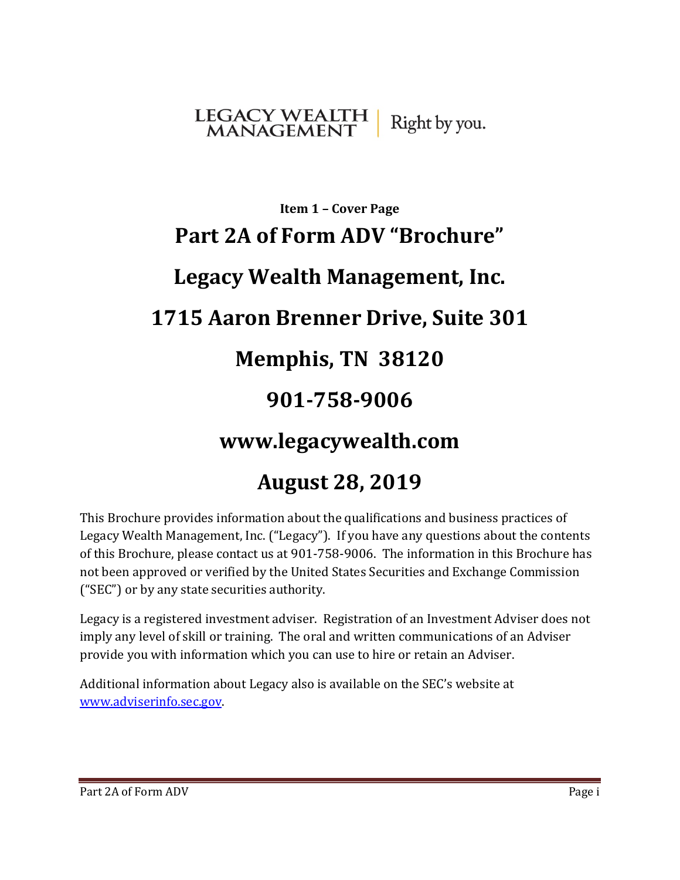LEGACY WEALTH MANAGEMENT | Right by you.

**Item 1 – Cover Page**

# Part 2A of Form ADV "Brochure"

# Legacy Wealth Management, Inc.

# 1715 Aaron Brenner Drive, Suite 301

# Memphis, TN 38120

# 901-758-9006

# www.legacywealth.com

# August 28, 2019

This Brochure provides information about the qualifications and business practices of Legacy Wealth Management, Inc. ("Legacy"). If you have any questions about the contents of this Brochure, please contact us at 901-758-9006. The information in this Brochure has not been approved or verified by the United States Securities and Exchange Commission ("SEC") or by any state securities authority.

Legacy is a registered investment adviser. Registration of an Investment Adviser does not imply any level of skill or training. The oral and written communications of an Adviser provide you with information which you can use to hire or retain an Adviser.

Additional information about Legacy also is available on the SEC's website at [www.adviserinfo.sec.gov](http://www.adviserinfo.sec.gov).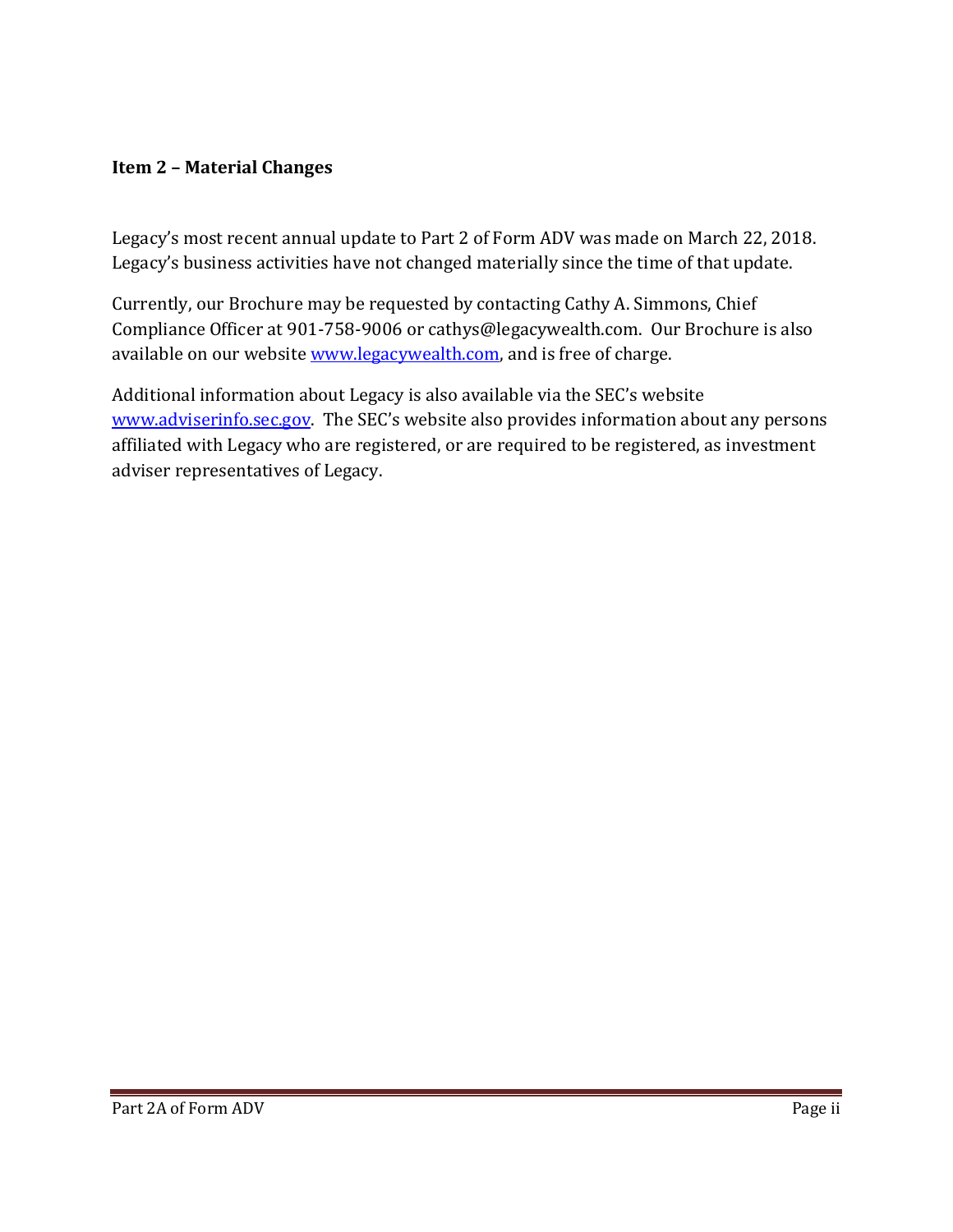## Item 2 – Material Changes

Legacy's most recent annual update to Part 2 of Form ADV was made on March 22, 2018. Legacy's business activities have not changed materially since the time of that update.

Currently, our Brochure may be requested by contacting Cathy A. Simmons, Chief Compliance Officer at 901-758-9006 or cathys@legacywealth.com. Our Brochure is also available on our website [www.legacywealth.com](http://www.legacywealth.com), and is free of charge.

Additional information about Legacy is also available via the SEC's website [www.adviserinfo.sec.gov](http://www.adviserinfo.sec.gov). The SEC's website also provides information about any persons affiliated with Legacy who are registered, or are required to be registered, as investment adviser representatives of Legacy.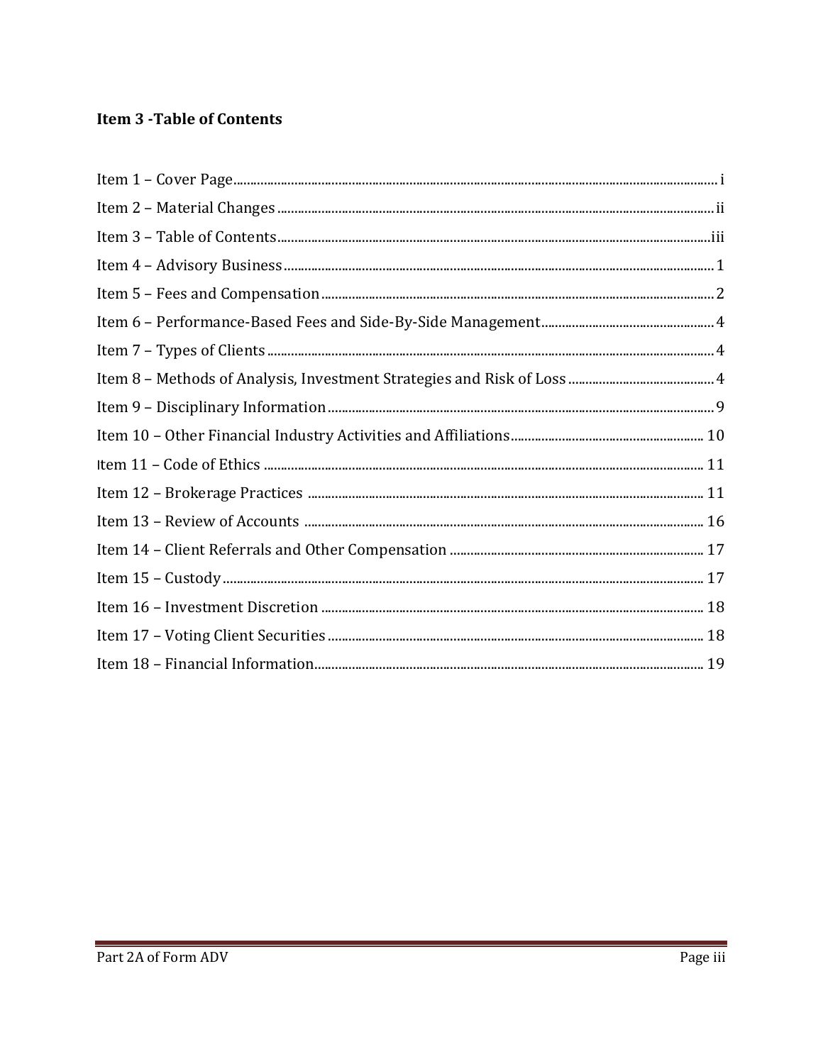## Item 3 -Table of Contents

Item 1 – Cover Page .......... i
Item 2 – Material Changes .......... ii
Item 3 – Table of Contents .......... iii
Item 4 – Advisory Business .......... 1
Item 5 – Fees and Compensation .......... 2
Item 6 – Performance-Based Fees and Side-By-Side Management .......... 4
Item 7 – Types of Clients .......... 4
Item 8 – Methods of Analysis, Investment Strategies and Risk of Loss .......... 4
Item 9 – Disciplinary Information .......... 9
Item 10 – Other Financial Industry Activities and Affiliations .......... 10
Item 11 – Code of Ethics .......... 11
Item 12 – Brokerage Practices .......... 11
Item 13 – Review of Accounts .......... 16
Item 14 – Client Referrals and Other Compensation .......... 17
Item 15 – Custody .......... 17
Item 16 – Investment Discretion .......... 18
Item 17 – Voting Client Securities .......... 18
Item 18 – Financial Information .......... 19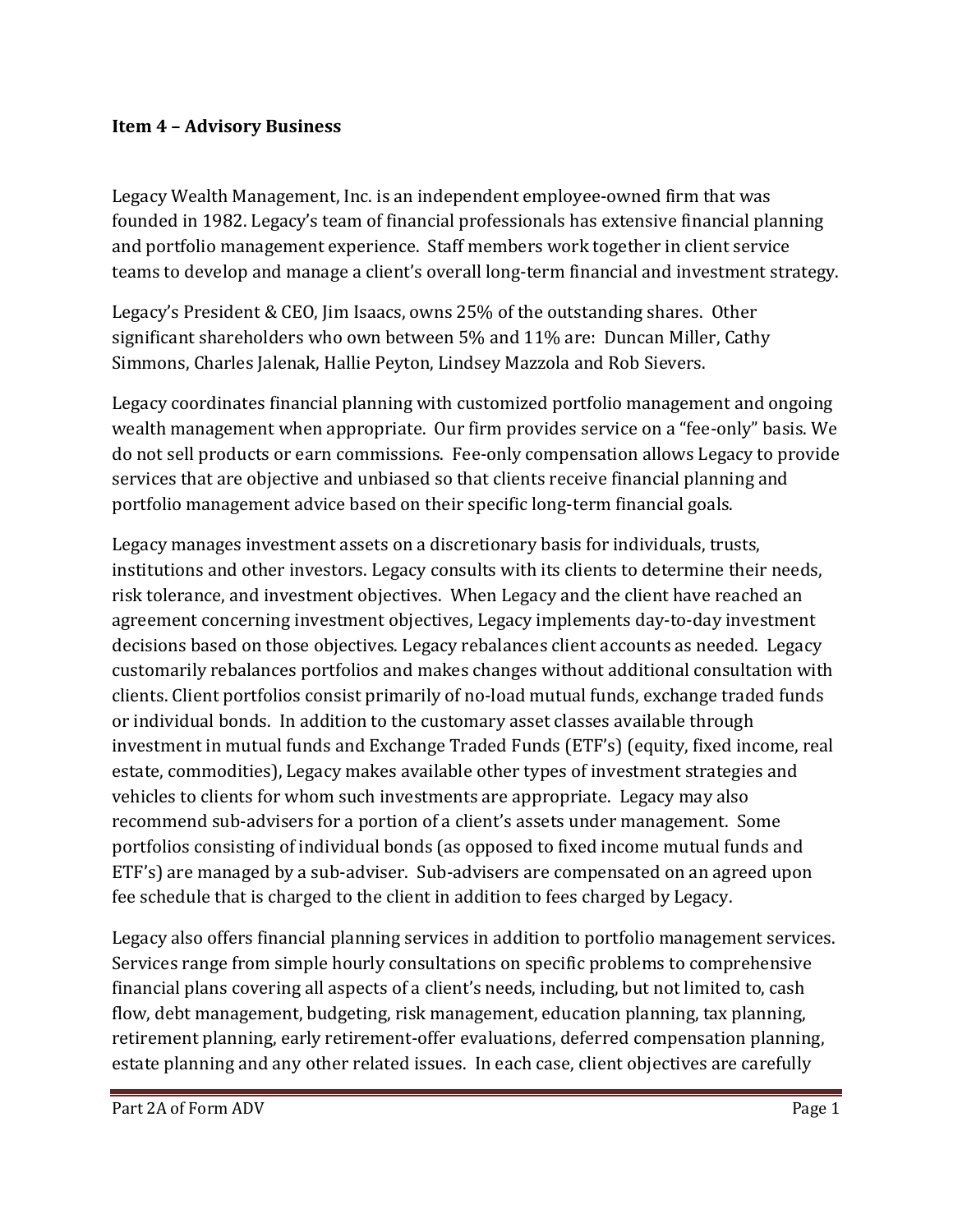## Item 4 – Advisory Business

Legacy Wealth Management, Inc. is an independent employee-owned firm that was founded in 1982. Legacy's team of financial professionals has extensive financial planning and portfolio management experience. Staff members work together in client service teams to develop and manage a client's overall long-term financial and investment strategy.

Legacy's President & CEO, Jim Isaacs, owns 25% of the outstanding shares. Other significant shareholders who own between 5% and 11% are: Duncan Miller, Cathy Simmons, Charles Jalenak, Hallie Peyton, Lindsey Mazzola and Rob Sievers.

Legacy coordinates financial planning with customized portfolio management and ongoing wealth management when appropriate. Our firm provides service on a "fee-only" basis. We do not sell products or earn commissions. Fee-only compensation allows Legacy to provide services that are objective and unbiased so that clients receive financial planning and portfolio management advice based on their specific long-term financial goals.

Legacy manages investment assets on a discretionary basis for individuals, trusts, institutions and other investors. Legacy consults with its clients to determine their needs, risk tolerance, and investment objectives. When Legacy and the client have reached an agreement concerning investment objectives, Legacy implements day-to-day investment decisions based on those objectives. Legacy rebalances client accounts as needed. Legacy customarily rebalances portfolios and makes changes without additional consultation with clients. Client portfolios consist primarily of no-load mutual funds, exchange traded funds or individual bonds. In addition to the customary asset classes available through investment in mutual funds and Exchange Traded Funds (ETF's) (equity, fixed income, real estate, commodities), Legacy makes available other types of investment strategies and vehicles to clients for whom such investments are appropriate. Legacy may also recommend sub-advisers for a portion of a client's assets under management. Some portfolios consisting of individual bonds (as opposed to fixed income mutual funds and ETF's) are managed by a sub-adviser. Sub-advisers are compensated on an agreed upon fee schedule that is charged to the client in addition to fees charged by Legacy.

Legacy also offers financial planning services in addition to portfolio management services. Services range from simple hourly consultations on specific problems to comprehensive financial plans covering all aspects of a client's needs, including, but not limited to, cash flow, debt management, budgeting, risk management, education planning, tax planning, retirement planning, early retirement-offer evaluations, deferred compensation planning, estate planning and any other related issues. In each case, client objectives are carefully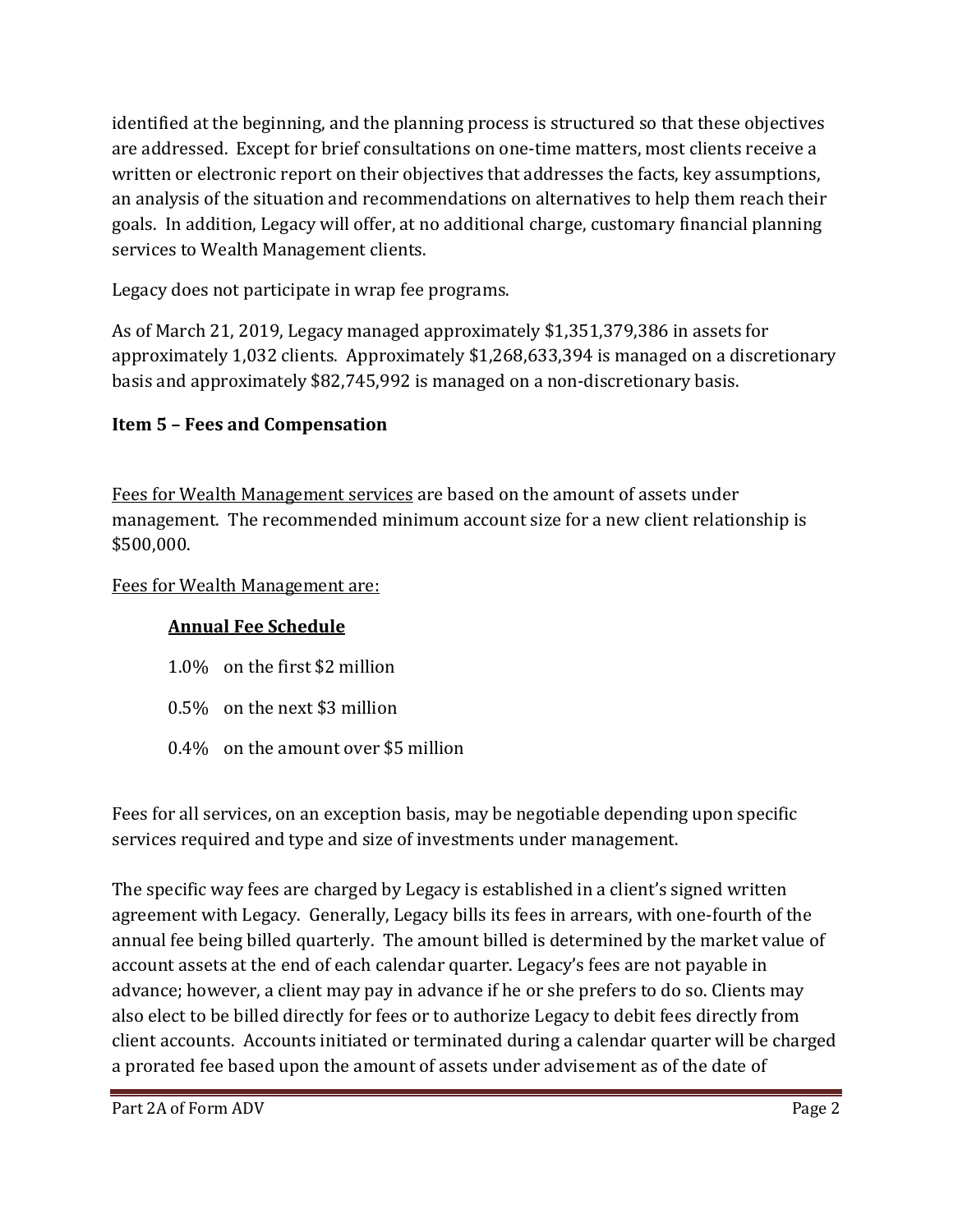identified at the beginning, and the planning process is structured so that these objectives are addressed. Except for brief consultations on one-time matters, most clients receive a written or electronic report on their objectives that addresses the facts, key assumptions, an analysis of the situation and recommendations on alternatives to help them reach their goals. In addition, Legacy will offer, at no additional charge, customary financial planning services to Wealth Management clients.

Legacy does not participate in wrap fee programs.

As of March 21, 2019, Legacy managed approximately $1,351,379,386 in assets for approximately 1,032 clients. Approximately $1,268,633,394 is managed on a discretionary basis and approximately $82,745,992 is managed on a non-discretionary basis.

## Item 5 – Fees and Compensation

Fees for Wealth Management services are based on the amount of assets under management. The recommended minimum account size for a new client relationship is $500,000.

Fees for Wealth Management are:

**Annual Fee Schedule**

1.0% on the first $2 million

0.5% on the next $3 million

0.4% on the amount over $5 million

Fees for all services, on an exception basis, may be negotiable depending upon specific services required and type and size of investments under management.

The specific way fees are charged by Legacy is established in a client's signed written agreement with Legacy. Generally, Legacy bills its fees in arrears, with one-fourth of the annual fee being billed quarterly. The amount billed is determined by the market value of account assets at the end of each calendar quarter. Legacy's fees are not payable in advance; however, a client may pay in advance if he or she prefers to do so. Clients may also elect to be billed directly for fees or to authorize Legacy to debit fees directly from client accounts. Accounts initiated or terminated during a calendar quarter will be charged a prorated fee based upon the amount of assets under advisement as of the date of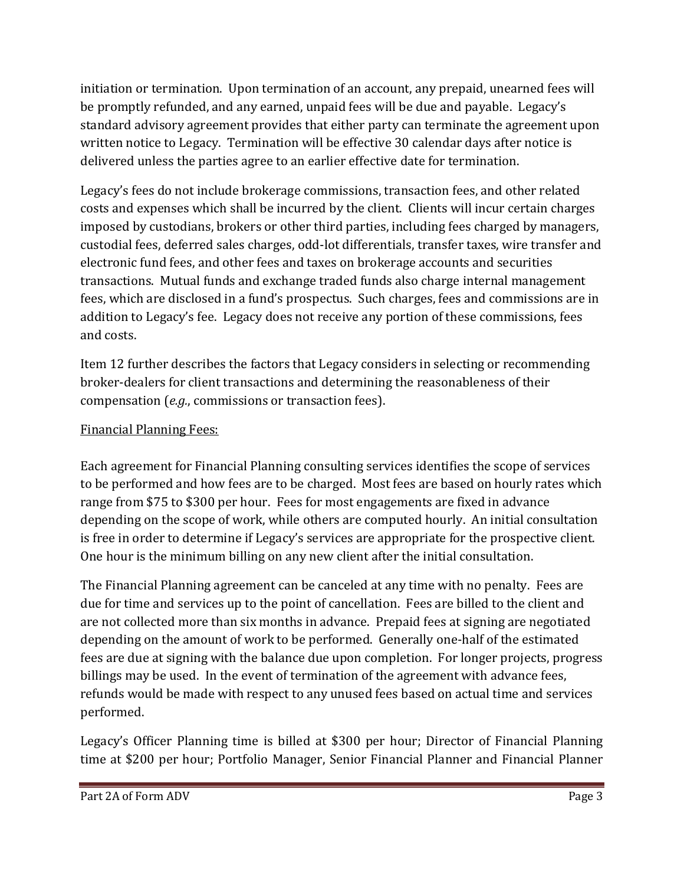initiation or termination. Upon termination of an account, any prepaid, unearned fees will be promptly refunded, and any earned, unpaid fees will be due and payable. Legacy's standard advisory agreement provides that either party can terminate the agreement upon written notice to Legacy. Termination will be effective 30 calendar days after notice is delivered unless the parties agree to an earlier effective date for termination.

Legacy's fees do not include brokerage commissions, transaction fees, and other related costs and expenses which shall be incurred by the client. Clients will incur certain charges imposed by custodians, brokers or other third parties, including fees charged by managers, custodial fees, deferred sales charges, odd-lot differentials, transfer taxes, wire transfer and electronic fund fees, and other fees and taxes on brokerage accounts and securities transactions. Mutual funds and exchange traded funds also charge internal management fees, which are disclosed in a fund's prospectus. Such charges, fees and commissions are in addition to Legacy's fee. Legacy does not receive any portion of these commissions, fees and costs.

Item 12 further describes the factors that Legacy considers in selecting or recommending broker-dealers for client transactions and determining the reasonableness of their compensation (*e.g.*, commissions or transaction fees).

<u>Financial Planning Fees:</u>

Each agreement for Financial Planning consulting services identifies the scope of services to be performed and how fees are to be charged. Most fees are based on hourly rates which range from $75 to $300 per hour. Fees for most engagements are fixed in advance depending on the scope of work, while others are computed hourly. An initial consultation is free in order to determine if Legacy's services are appropriate for the prospective client. One hour is the minimum billing on any new client after the initial consultation.

The Financial Planning agreement can be canceled at any time with no penalty. Fees are due for time and services up to the point of cancellation. Fees are billed to the client and are not collected more than six months in advance. Prepaid fees at signing are negotiated depending on the amount of work to be performed. Generally one-half of the estimated fees are due at signing with the balance due upon completion. For longer projects, progress billings may be used. In the event of termination of the agreement with advance fees, refunds would be made with respect to any unused fees based on actual time and services performed.

Legacy's Officer Planning time is billed at $300 per hour; Director of Financial Planning time at $200 per hour; Portfolio Manager, Senior Financial Planner and Financial Planner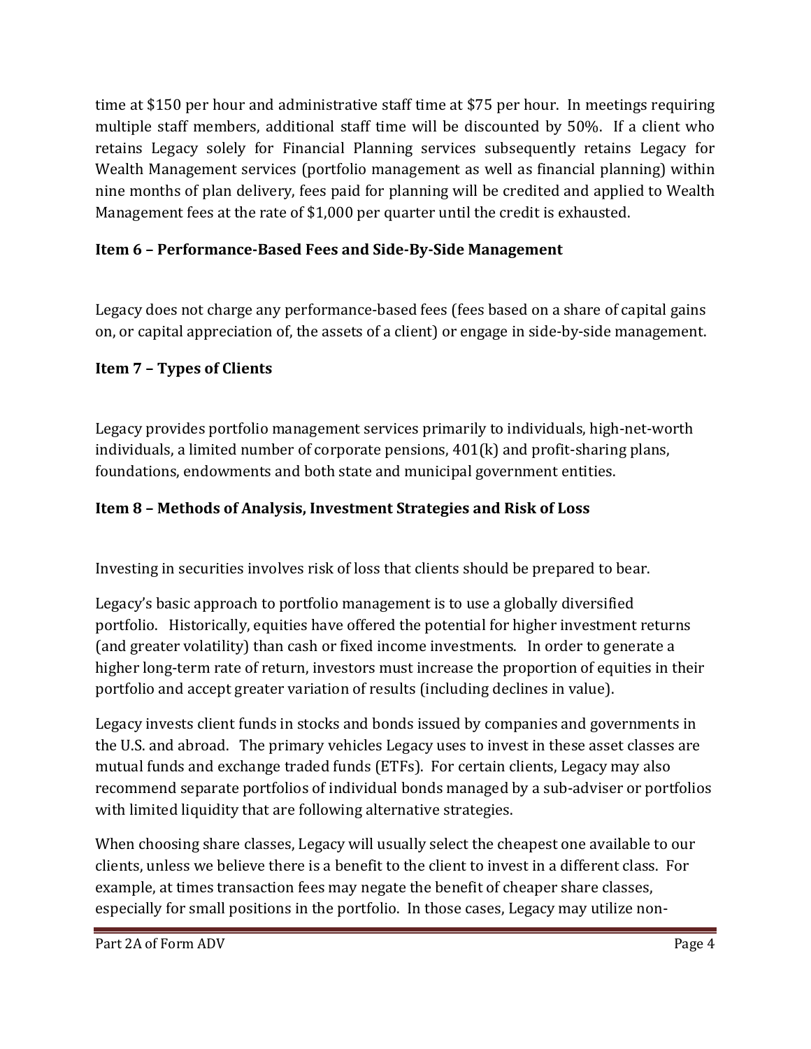time at $150 per hour and administrative staff time at $75 per hour. In meetings requiring multiple staff members, additional staff time will be discounted by 50%. If a client who retains Legacy solely for Financial Planning services subsequently retains Legacy for Wealth Management services (portfolio management as well as financial planning) within nine months of plan delivery, fees paid for planning will be credited and applied to Wealth Management fees at the rate of $1,000 per quarter until the credit is exhausted.

## Item 6 – Performance-Based Fees and Side-By-Side Management

Legacy does not charge any performance-based fees (fees based on a share of capital gains on, or capital appreciation of, the assets of a client) or engage in side-by-side management.

## Item 7 – Types of Clients

Legacy provides portfolio management services primarily to individuals, high-net-worth individuals, a limited number of corporate pensions, 401(k) and profit-sharing plans, foundations, endowments and both state and municipal government entities.

## Item 8 – Methods of Analysis, Investment Strategies and Risk of Loss

Investing in securities involves risk of loss that clients should be prepared to bear.

Legacy's basic approach to portfolio management is to use a globally diversified portfolio. Historically, equities have offered the potential for higher investment returns (and greater volatility) than cash or fixed income investments. In order to generate a higher long-term rate of return, investors must increase the proportion of equities in their portfolio and accept greater variation of results (including declines in value).

Legacy invests client funds in stocks and bonds issued by companies and governments in the U.S. and abroad. The primary vehicles Legacy uses to invest in these asset classes are mutual funds and exchange traded funds (ETFs). For certain clients, Legacy may also recommend separate portfolios of individual bonds managed by a sub-adviser or portfolios with limited liquidity that are following alternative strategies.

When choosing share classes, Legacy will usually select the cheapest one available to our clients, unless we believe there is a benefit to the client to invest in a different class. For example, at times transaction fees may negate the benefit of cheaper share classes, especially for small positions in the portfolio. In those cases, Legacy may utilize non-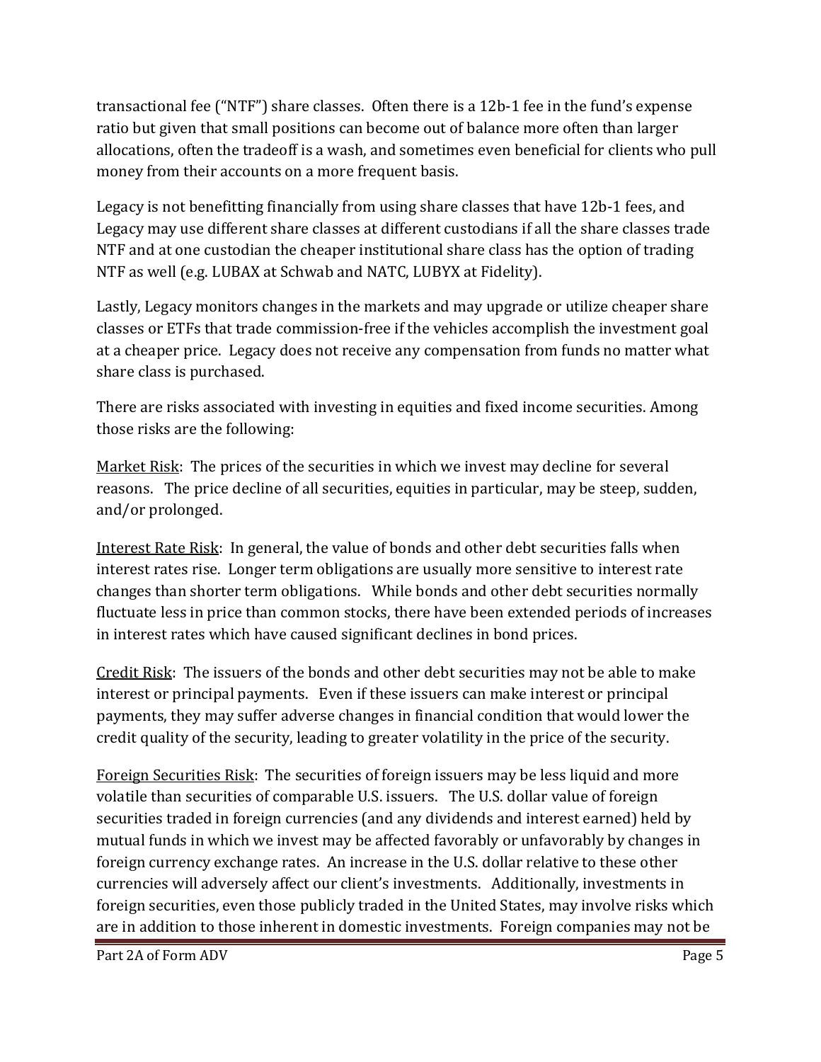transactional fee ("NTF") share classes. Often there is a 12b-1 fee in the fund's expense ratio but given that small positions can become out of balance more often than larger allocations, often the tradeoff is a wash, and sometimes even beneficial for clients who pull money from their accounts on a more frequent basis.

Legacy is not benefitting financially from using share classes that have 12b-1 fees, and Legacy may use different share classes at different custodians if all the share classes trade NTF and at one custodian the cheaper institutional share class has the option of trading NTF as well (e.g. LUBAX at Schwab and NATC, LUBYX at Fidelity).

Lastly, Legacy monitors changes in the markets and may upgrade or utilize cheaper share classes or ETFs that trade commission-free if the vehicles accomplish the investment goal at a cheaper price. Legacy does not receive any compensation from funds no matter what share class is purchased.

There are risks associated with investing in equities and fixed income securities. Among those risks are the following:

Market Risk: The prices of the securities in which we invest may decline for several reasons. The price decline of all securities, equities in particular, may be steep, sudden, and/or prolonged.

Interest Rate Risk: In general, the value of bonds and other debt securities falls when interest rates rise. Longer term obligations are usually more sensitive to interest rate changes than shorter term obligations. While bonds and other debt securities normally fluctuate less in price than common stocks, there have been extended periods of increases in interest rates which have caused significant declines in bond prices.

Credit Risk: The issuers of the bonds and other debt securities may not be able to make interest or principal payments. Even if these issuers can make interest or principal payments, they may suffer adverse changes in financial condition that would lower the credit quality of the security, leading to greater volatility in the price of the security.

Foreign Securities Risk: The securities of foreign issuers may be less liquid and more volatile than securities of comparable U.S. issuers. The U.S. dollar value of foreign securities traded in foreign currencies (and any dividends and interest earned) held by mutual funds in which we invest may be affected favorably or unfavorably by changes in foreign currency exchange rates. An increase in the U.S. dollar relative to these other currencies will adversely affect our client's investments. Additionally, investments in foreign securities, even those publicly traded in the United States, may involve risks which are in addition to those inherent in domestic investments. Foreign companies may not be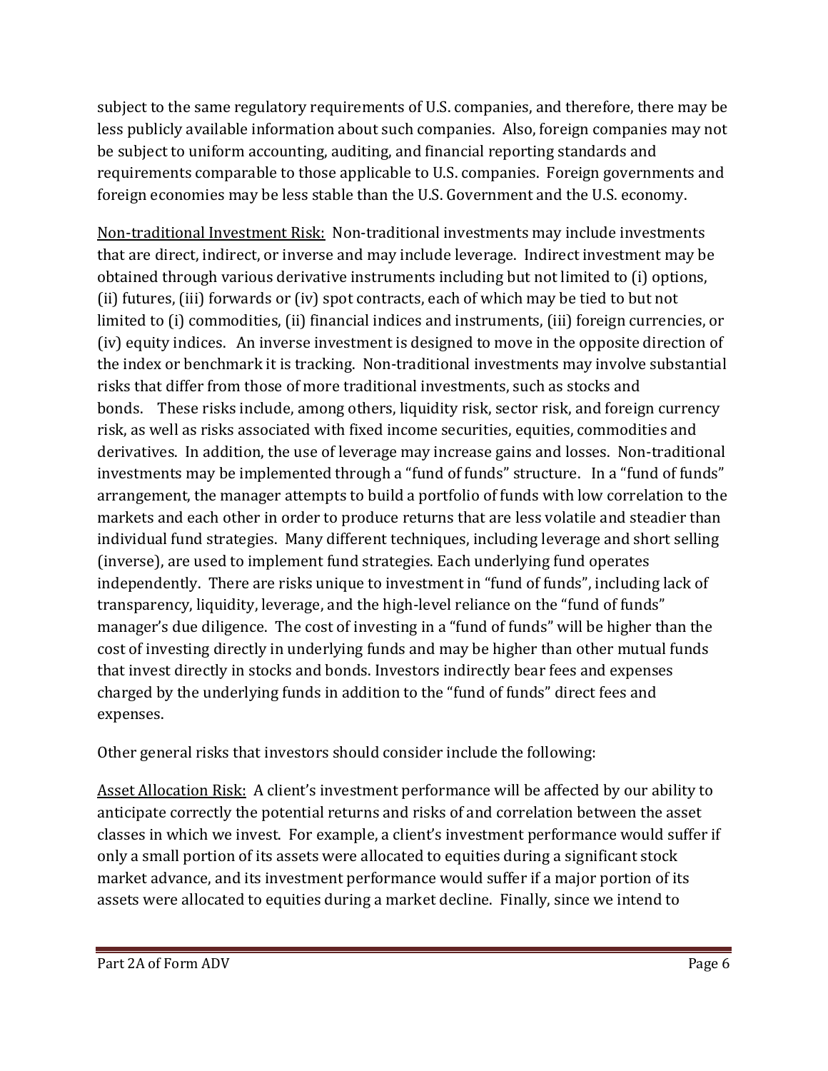subject to the same regulatory requirements of U.S. companies, and therefore, there may be less publicly available information about such companies. Also, foreign companies may not be subject to uniform accounting, auditing, and financial reporting standards and requirements comparable to those applicable to U.S. companies. Foreign governments and foreign economies may be less stable than the U.S. Government and the U.S. economy.

Non-traditional Investment Risk: Non-traditional investments may include investments that are direct, indirect, or inverse and may include leverage. Indirect investment may be obtained through various derivative instruments including but not limited to (i) options, (ii) futures, (iii) forwards or (iv) spot contracts, each of which may be tied to but not limited to (i) commodities, (ii) financial indices and instruments, (iii) foreign currencies, or (iv) equity indices. An inverse investment is designed to move in the opposite direction of the index or benchmark it is tracking. Non-traditional investments may involve substantial risks that differ from those of more traditional investments, such as stocks and bonds. These risks include, among others, liquidity risk, sector risk, and foreign currency risk, as well as risks associated with fixed income securities, equities, commodities and derivatives. In addition, the use of leverage may increase gains and losses. Non-traditional investments may be implemented through a "fund of funds" structure. In a "fund of funds" arrangement, the manager attempts to build a portfolio of funds with low correlation to the markets and each other in order to produce returns that are less volatile and steadier than individual fund strategies. Many different techniques, including leverage and short selling (inverse), are used to implement fund strategies. Each underlying fund operates independently. There are risks unique to investment in "fund of funds", including lack of transparency, liquidity, leverage, and the high-level reliance on the "fund of funds" manager's due diligence. The cost of investing in a "fund of funds" will be higher than the cost of investing directly in underlying funds and may be higher than other mutual funds that invest directly in stocks and bonds. Investors indirectly bear fees and expenses charged by the underlying funds in addition to the "fund of funds" direct fees and expenses.

Other general risks that investors should consider include the following:

Asset Allocation Risk: A client's investment performance will be affected by our ability to anticipate correctly the potential returns and risks of and correlation between the asset classes in which we invest. For example, a client's investment performance would suffer if only a small portion of its assets were allocated to equities during a significant stock market advance, and its investment performance would suffer if a major portion of its assets were allocated to equities during a market decline. Finally, since we intend to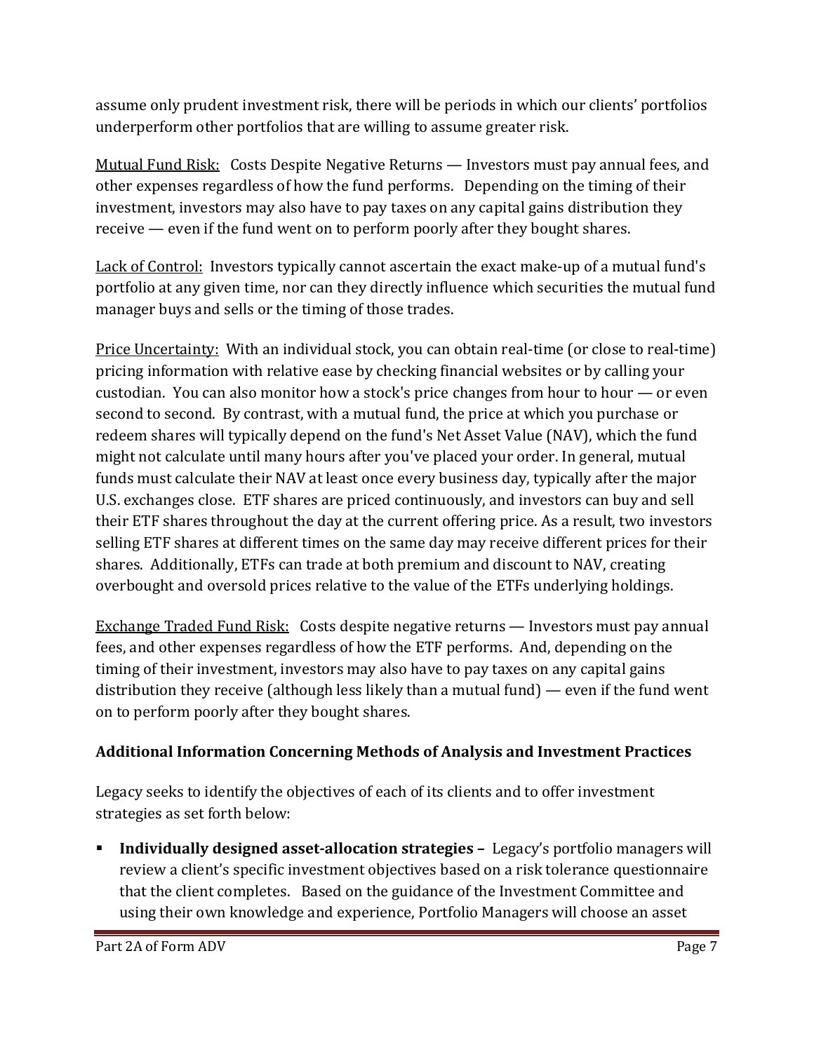assume only prudent investment risk, there will be periods in which our clients' portfolios underperform other portfolios that are willing to assume greater risk.

Mutual Fund Risk: Costs Despite Negative Returns — Investors must pay annual fees, and other expenses regardless of how the fund performs. Depending on the timing of their investment, investors may also have to pay taxes on any capital gains distribution they receive — even if the fund went on to perform poorly after they bought shares.

Lack of Control: Investors typically cannot ascertain the exact make-up of a mutual fund's portfolio at any given time, nor can they directly influence which securities the mutual fund manager buys and sells or the timing of those trades.

Price Uncertainty: With an individual stock, you can obtain real-time (or close to real-time) pricing information with relative ease by checking financial websites or by calling your custodian. You can also monitor how a stock's price changes from hour to hour — or even second to second. By contrast, with a mutual fund, the price at which you purchase or redeem shares will typically depend on the fund's Net Asset Value (NAV), which the fund might not calculate until many hours after you've placed your order. In general, mutual funds must calculate their NAV at least once every business day, typically after the major U.S. exchanges close. ETF shares are priced continuously, and investors can buy and sell their ETF shares throughout the day at the current offering price. As a result, two investors selling ETF shares at different times on the same day may receive different prices for their shares. Additionally, ETFs can trade at both premium and discount to NAV, creating overbought and oversold prices relative to the value of the ETFs underlying holdings.

Exchange Traded Fund Risk: Costs despite negative returns — Investors must pay annual fees, and other expenses regardless of how the ETF performs. And, depending on the timing of their investment, investors may also have to pay taxes on any capital gains distribution they receive (although less likely than a mutual fund) — even if the fund went on to perform poorly after they bought shares.

**Additional Information Concerning Methods of Analysis and Investment Practices**

Legacy seeks to identify the objectives of each of its clients and to offer investment strategies as set forth below:

- **Individually designed asset-allocation strategies –** Legacy's portfolio managers will review a client's specific investment objectives based on a risk tolerance questionnaire that the client completes. Based on the guidance of the Investment Committee and using their own knowledge and experience, Portfolio Managers will choose an asset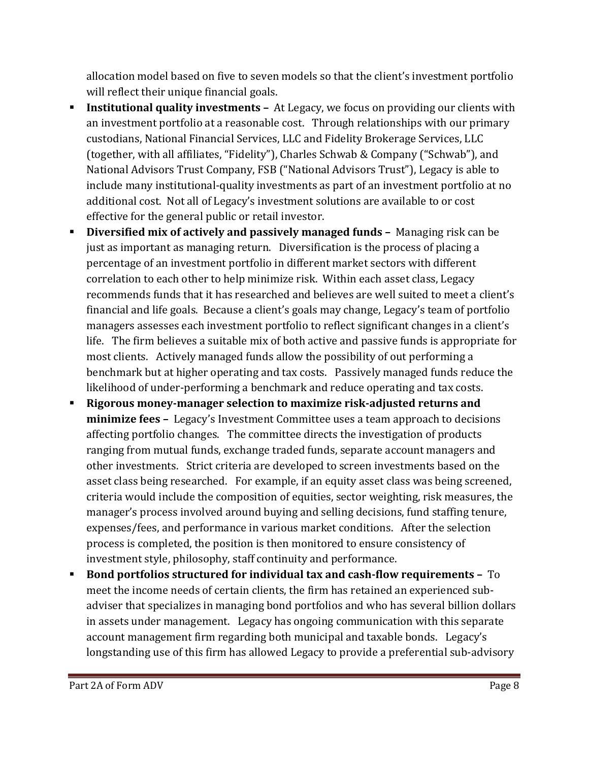allocation model based on five to seven models so that the client's investment portfolio will reflect their unique financial goals.

- **Institutional quality investments –** At Legacy, we focus on providing our clients with an investment portfolio at a reasonable cost. Through relationships with our primary custodians, National Financial Services, LLC and Fidelity Brokerage Services, LLC (together, with all affiliates, "Fidelity"), Charles Schwab & Company ("Schwab"), and National Advisors Trust Company, FSB ("National Advisors Trust"), Legacy is able to include many institutional-quality investments as part of an investment portfolio at no additional cost. Not all of Legacy's investment solutions are available to or cost effective for the general public or retail investor.
- **Diversified mix of actively and passively managed funds –** Managing risk can be just as important as managing return. Diversification is the process of placing a percentage of an investment portfolio in different market sectors with different correlation to each other to help minimize risk. Within each asset class, Legacy recommends funds that it has researched and believes are well suited to meet a client's financial and life goals. Because a client's goals may change, Legacy's team of portfolio managers assesses each investment portfolio to reflect significant changes in a client's life. The firm believes a suitable mix of both active and passive funds is appropriate for most clients. Actively managed funds allow the possibility of out performing a benchmark but at higher operating and tax costs. Passively managed funds reduce the likelihood of under-performing a benchmark and reduce operating and tax costs.
- **Rigorous money-manager selection to maximize risk-adjusted returns and minimize fees –** Legacy's Investment Committee uses a team approach to decisions affecting portfolio changes. The committee directs the investigation of products ranging from mutual funds, exchange traded funds, separate account managers and other investments. Strict criteria are developed to screen investments based on the asset class being researched. For example, if an equity asset class was being screened, criteria would include the composition of equities, sector weighting, risk measures, the manager's process involved around buying and selling decisions, fund staffing tenure, expenses/fees, and performance in various market conditions. After the selection process is completed, the position is then monitored to ensure consistency of investment style, philosophy, staff continuity and performance.
- **Bond portfolios structured for individual tax and cash-flow requirements –** To meet the income needs of certain clients, the firm has retained an experienced sub-adviser that specializes in managing bond portfolios and who has several billion dollars in assets under management. Legacy has ongoing communication with this separate account management firm regarding both municipal and taxable bonds. Legacy's longstanding use of this firm has allowed Legacy to provide a preferential sub-advisory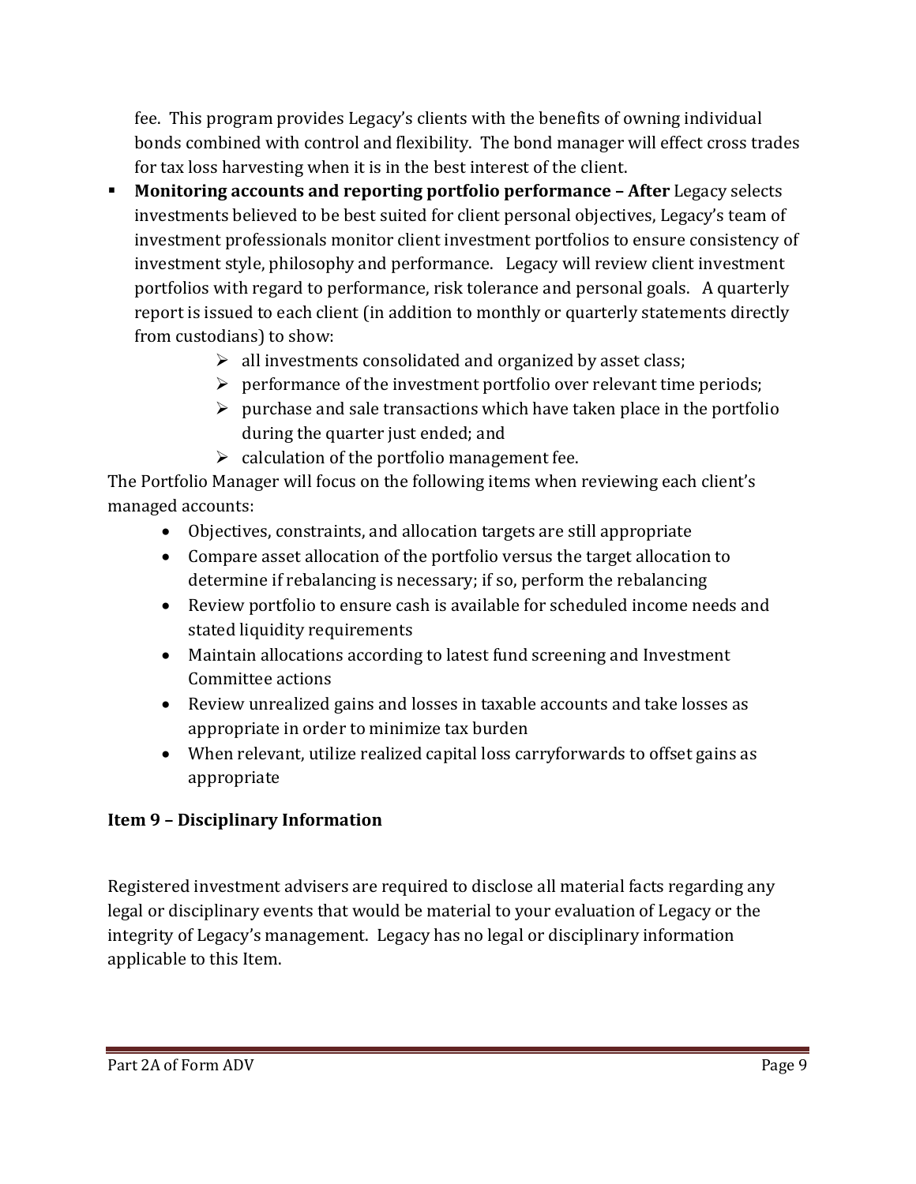fee. This program provides Legacy's clients with the benefits of owning individual bonds combined with control and flexibility. The bond manager will effect cross trades for tax loss harvesting when it is in the best interest of the client.

- **Monitoring accounts and reporting portfolio performance – After** Legacy selects investments believed to be best suited for client personal objectives, Legacy's team of investment professionals monitor client investment portfolios to ensure consistency of investment style, philosophy and performance. Legacy will review client investment portfolios with regard to performance, risk tolerance and personal goals. A quarterly report is issued to each client (in addition to monthly or quarterly statements directly from custodians) to show:
  - all investments consolidated and organized by asset class;
  - performance of the investment portfolio over relevant time periods;
  - purchase and sale transactions which have taken place in the portfolio during the quarter just ended; and
  - calculation of the portfolio management fee.

The Portfolio Manager will focus on the following items when reviewing each client's managed accounts:

- Objectives, constraints, and allocation targets are still appropriate
- Compare asset allocation of the portfolio versus the target allocation to determine if rebalancing is necessary; if so, perform the rebalancing
- Review portfolio to ensure cash is available for scheduled income needs and stated liquidity requirements
- Maintain allocations according to latest fund screening and Investment Committee actions
- Review unrealized gains and losses in taxable accounts and take losses as appropriate in order to minimize tax burden
- When relevant, utilize realized capital loss carryforwards to offset gains as appropriate

## Item 9 – Disciplinary Information

Registered investment advisers are required to disclose all material facts regarding any legal or disciplinary events that would be material to your evaluation of Legacy or the integrity of Legacy's management. Legacy has no legal or disciplinary information applicable to this Item.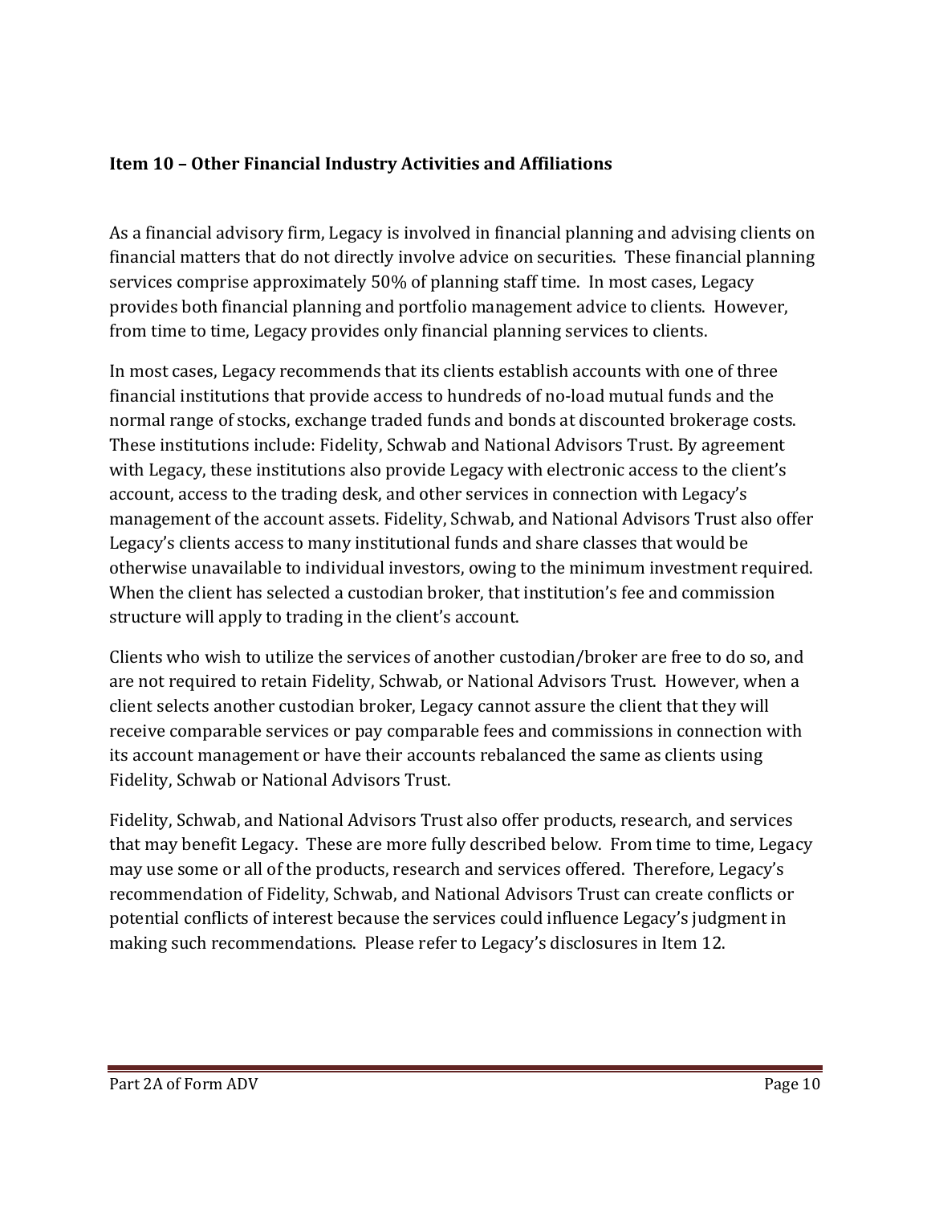## Item 10 – Other Financial Industry Activities and Affiliations

As a financial advisory firm, Legacy is involved in financial planning and advising clients on financial matters that do not directly involve advice on securities. These financial planning services comprise approximately 50% of planning staff time. In most cases, Legacy provides both financial planning and portfolio management advice to clients. However, from time to time, Legacy provides only financial planning services to clients.

In most cases, Legacy recommends that its clients establish accounts with one of three financial institutions that provide access to hundreds of no-load mutual funds and the normal range of stocks, exchange traded funds and bonds at discounted brokerage costs. These institutions include: Fidelity, Schwab and National Advisors Trust. By agreement with Legacy, these institutions also provide Legacy with electronic access to the client's account, access to the trading desk, and other services in connection with Legacy's management of the account assets. Fidelity, Schwab, and National Advisors Trust also offer Legacy's clients access to many institutional funds and share classes that would be otherwise unavailable to individual investors, owing to the minimum investment required. When the client has selected a custodian broker, that institution's fee and commission structure will apply to trading in the client's account.

Clients who wish to utilize the services of another custodian/broker are free to do so, and are not required to retain Fidelity, Schwab, or National Advisors Trust. However, when a client selects another custodian broker, Legacy cannot assure the client that they will receive comparable services or pay comparable fees and commissions in connection with its account management or have their accounts rebalanced the same as clients using Fidelity, Schwab or National Advisors Trust.

Fidelity, Schwab, and National Advisors Trust also offer products, research, and services that may benefit Legacy. These are more fully described below. From time to time, Legacy may use some or all of the products, research and services offered. Therefore, Legacy's recommendation of Fidelity, Schwab, and National Advisors Trust can create conflicts or potential conflicts of interest because the services could influence Legacy's judgment in making such recommendations. Please refer to Legacy's disclosures in Item 12.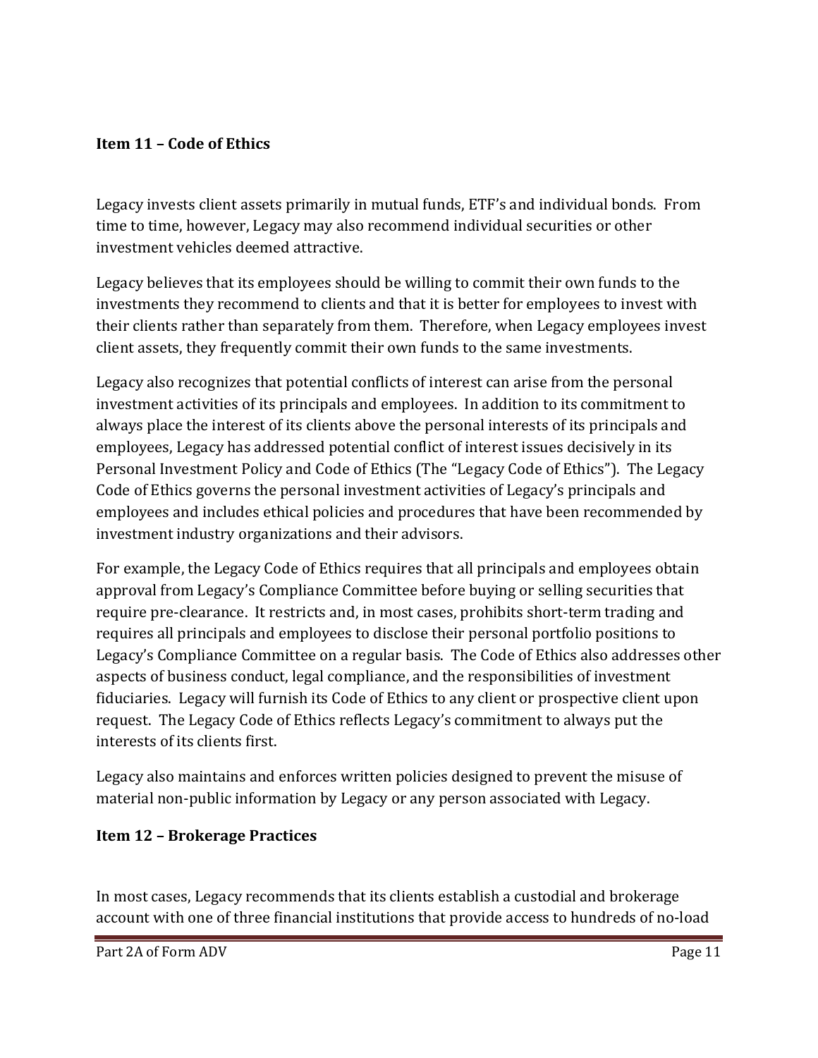## Item 11 – Code of Ethics

Legacy invests client assets primarily in mutual funds, ETF's and individual bonds. From time to time, however, Legacy may also recommend individual securities or other investment vehicles deemed attractive.

Legacy believes that its employees should be willing to commit their own funds to the investments they recommend to clients and that it is better for employees to invest with their clients rather than separately from them. Therefore, when Legacy employees invest client assets, they frequently commit their own funds to the same investments.

Legacy also recognizes that potential conflicts of interest can arise from the personal investment activities of its principals and employees. In addition to its commitment to always place the interest of its clients above the personal interests of its principals and employees, Legacy has addressed potential conflict of interest issues decisively in its Personal Investment Policy and Code of Ethics (The "Legacy Code of Ethics"). The Legacy Code of Ethics governs the personal investment activities of Legacy's principals and employees and includes ethical policies and procedures that have been recommended by investment industry organizations and their advisors.

For example, the Legacy Code of Ethics requires that all principals and employees obtain approval from Legacy's Compliance Committee before buying or selling securities that require pre-clearance. It restricts and, in most cases, prohibits short-term trading and requires all principals and employees to disclose their personal portfolio positions to Legacy's Compliance Committee on a regular basis. The Code of Ethics also addresses other aspects of business conduct, legal compliance, and the responsibilities of investment fiduciaries. Legacy will furnish its Code of Ethics to any client or prospective client upon request. The Legacy Code of Ethics reflects Legacy's commitment to always put the interests of its clients first.

Legacy also maintains and enforces written policies designed to prevent the misuse of material non-public information by Legacy or any person associated with Legacy.

## Item 12 – Brokerage Practices

In most cases, Legacy recommends that its clients establish a custodial and brokerage account with one of three financial institutions that provide access to hundreds of no-load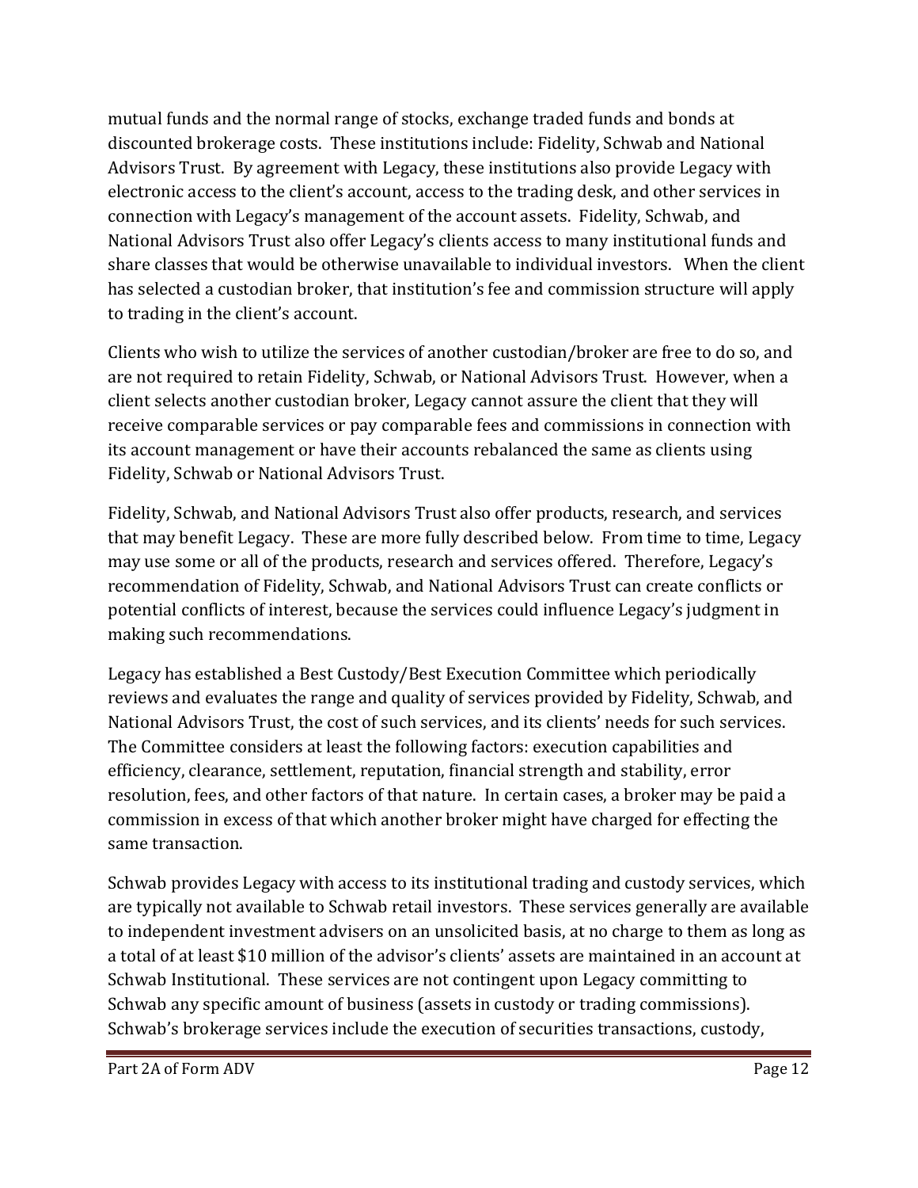mutual funds and the normal range of stocks, exchange traded funds and bonds at discounted brokerage costs. These institutions include: Fidelity, Schwab and National Advisors Trust. By agreement with Legacy, these institutions also provide Legacy with electronic access to the client's account, access to the trading desk, and other services in connection with Legacy's management of the account assets. Fidelity, Schwab, and National Advisors Trust also offer Legacy's clients access to many institutional funds and share classes that would be otherwise unavailable to individual investors. When the client has selected a custodian broker, that institution's fee and commission structure will apply to trading in the client's account.

Clients who wish to utilize the services of another custodian/broker are free to do so, and are not required to retain Fidelity, Schwab, or National Advisors Trust. However, when a client selects another custodian broker, Legacy cannot assure the client that they will receive comparable services or pay comparable fees and commissions in connection with its account management or have their accounts rebalanced the same as clients using Fidelity, Schwab or National Advisors Trust.

Fidelity, Schwab, and National Advisors Trust also offer products, research, and services that may benefit Legacy. These are more fully described below. From time to time, Legacy may use some or all of the products, research and services offered. Therefore, Legacy's recommendation of Fidelity, Schwab, and National Advisors Trust can create conflicts or potential conflicts of interest, because the services could influence Legacy's judgment in making such recommendations.

Legacy has established a Best Custody/Best Execution Committee which periodically reviews and evaluates the range and quality of services provided by Fidelity, Schwab, and National Advisors Trust, the cost of such services, and its clients' needs for such services. The Committee considers at least the following factors: execution capabilities and efficiency, clearance, settlement, reputation, financial strength and stability, error resolution, fees, and other factors of that nature. In certain cases, a broker may be paid a commission in excess of that which another broker might have charged for effecting the same transaction.

Schwab provides Legacy with access to its institutional trading and custody services, which are typically not available to Schwab retail investors. These services generally are available to independent investment advisers on an unsolicited basis, at no charge to them as long as a total of at least $10 million of the advisor's clients' assets are maintained in an account at Schwab Institutional. These services are not contingent upon Legacy committing to Schwab any specific amount of business (assets in custody or trading commissions). Schwab's brokerage services include the execution of securities transactions, custody,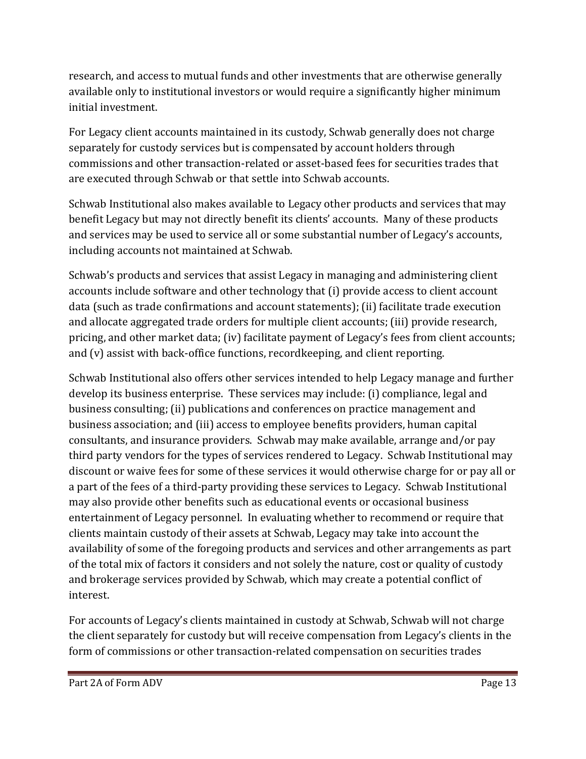research, and access to mutual funds and other investments that are otherwise generally available only to institutional investors or would require a significantly higher minimum initial investment.

For Legacy client accounts maintained in its custody, Schwab generally does not charge separately for custody services but is compensated by account holders through commissions and other transaction-related or asset-based fees for securities trades that are executed through Schwab or that settle into Schwab accounts.

Schwab Institutional also makes available to Legacy other products and services that may benefit Legacy but may not directly benefit its clients' accounts. Many of these products and services may be used to service all or some substantial number of Legacy's accounts, including accounts not maintained at Schwab.

Schwab's products and services that assist Legacy in managing and administering client accounts include software and other technology that (i) provide access to client account data (such as trade confirmations and account statements); (ii) facilitate trade execution and allocate aggregated trade orders for multiple client accounts; (iii) provide research, pricing, and other market data; (iv) facilitate payment of Legacy's fees from client accounts; and (v) assist with back-office functions, recordkeeping, and client reporting.

Schwab Institutional also offers other services intended to help Legacy manage and further develop its business enterprise. These services may include: (i) compliance, legal and business consulting; (ii) publications and conferences on practice management and business association; and (iii) access to employee benefits providers, human capital consultants, and insurance providers. Schwab may make available, arrange and/or pay third party vendors for the types of services rendered to Legacy. Schwab Institutional may discount or waive fees for some of these services it would otherwise charge for or pay all or a part of the fees of a third-party providing these services to Legacy. Schwab Institutional may also provide other benefits such as educational events or occasional business entertainment of Legacy personnel. In evaluating whether to recommend or require that clients maintain custody of their assets at Schwab, Legacy may take into account the availability of some of the foregoing products and services and other arrangements as part of the total mix of factors it considers and not solely the nature, cost or quality of custody and brokerage services provided by Schwab, which may create a potential conflict of interest.

For accounts of Legacy's clients maintained in custody at Schwab, Schwab will not charge the client separately for custody but will receive compensation from Legacy's clients in the form of commissions or other transaction-related compensation on securities trades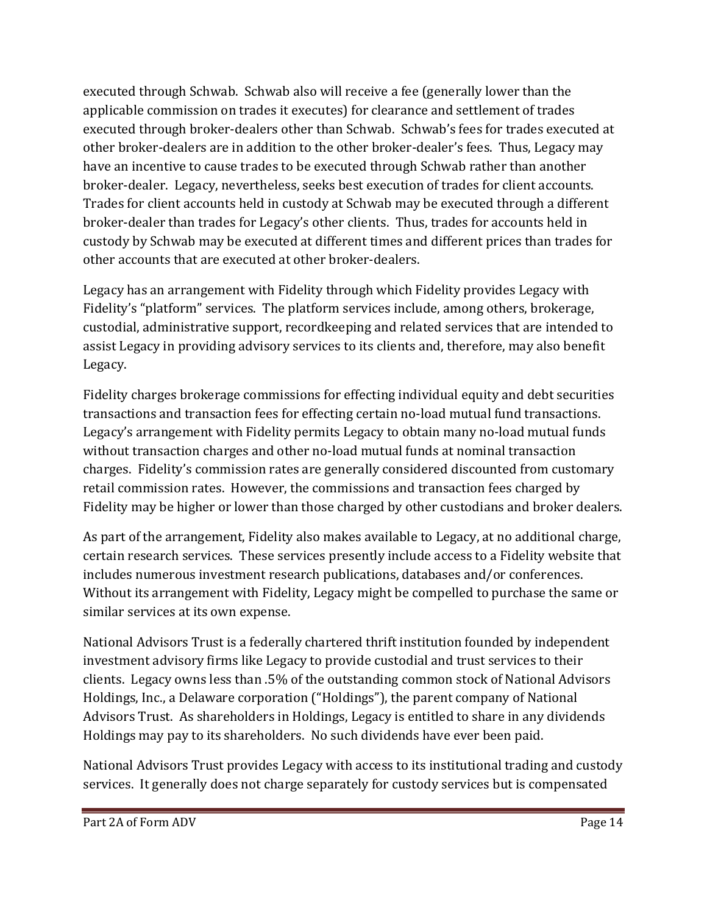executed through Schwab. Schwab also will receive a fee (generally lower than the applicable commission on trades it executes) for clearance and settlement of trades executed through broker-dealers other than Schwab. Schwab's fees for trades executed at other broker-dealers are in addition to the other broker-dealer's fees. Thus, Legacy may have an incentive to cause trades to be executed through Schwab rather than another broker-dealer. Legacy, nevertheless, seeks best execution of trades for client accounts. Trades for client accounts held in custody at Schwab may be executed through a different broker-dealer than trades for Legacy's other clients. Thus, trades for accounts held in custody by Schwab may be executed at different times and different prices than trades for other accounts that are executed at other broker-dealers.

Legacy has an arrangement with Fidelity through which Fidelity provides Legacy with Fidelity's "platform" services. The platform services include, among others, brokerage, custodial, administrative support, recordkeeping and related services that are intended to assist Legacy in providing advisory services to its clients and, therefore, may also benefit Legacy.

Fidelity charges brokerage commissions for effecting individual equity and debt securities transactions and transaction fees for effecting certain no-load mutual fund transactions. Legacy's arrangement with Fidelity permits Legacy to obtain many no-load mutual funds without transaction charges and other no-load mutual funds at nominal transaction charges. Fidelity's commission rates are generally considered discounted from customary retail commission rates. However, the commissions and transaction fees charged by Fidelity may be higher or lower than those charged by other custodians and broker dealers.

As part of the arrangement, Fidelity also makes available to Legacy, at no additional charge, certain research services. These services presently include access to a Fidelity website that includes numerous investment research publications, databases and/or conferences. Without its arrangement with Fidelity, Legacy might be compelled to purchase the same or similar services at its own expense.

National Advisors Trust is a federally chartered thrift institution founded by independent investment advisory firms like Legacy to provide custodial and trust services to their clients. Legacy owns less than .5% of the outstanding common stock of National Advisors Holdings, Inc., a Delaware corporation ("Holdings"), the parent company of National Advisors Trust. As shareholders in Holdings, Legacy is entitled to share in any dividends Holdings may pay to its shareholders. No such dividends have ever been paid.

National Advisors Trust provides Legacy with access to its institutional trading and custody services. It generally does not charge separately for custody services but is compensated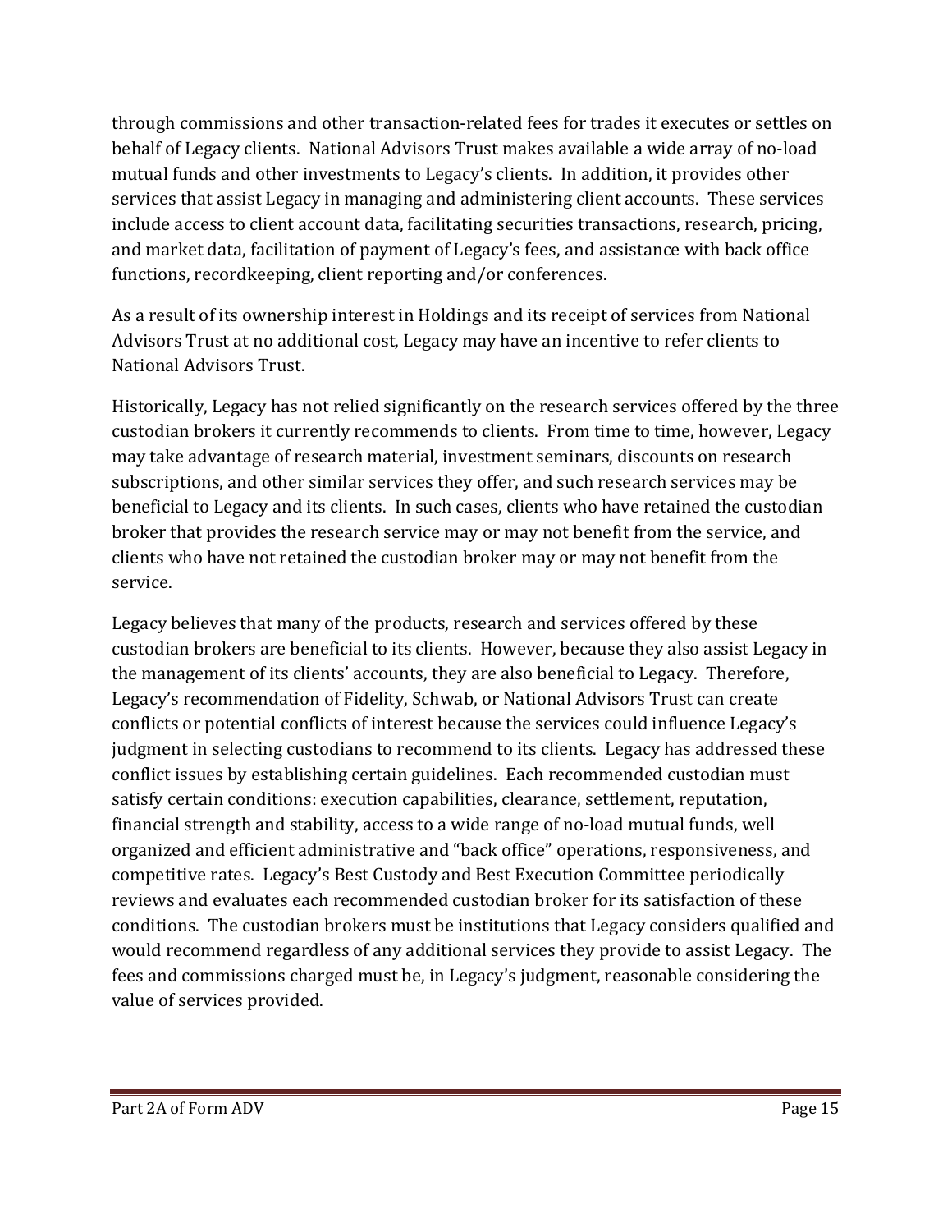through commissions and other transaction-related fees for trades it executes or settles on behalf of Legacy clients. National Advisors Trust makes available a wide array of no-load mutual funds and other investments to Legacy's clients. In addition, it provides other services that assist Legacy in managing and administering client accounts. These services include access to client account data, facilitating securities transactions, research, pricing, and market data, facilitation of payment of Legacy's fees, and assistance with back office functions, recordkeeping, client reporting and/or conferences.

As a result of its ownership interest in Holdings and its receipt of services from National Advisors Trust at no additional cost, Legacy may have an incentive to refer clients to National Advisors Trust.

Historically, Legacy has not relied significantly on the research services offered by the three custodian brokers it currently recommends to clients. From time to time, however, Legacy may take advantage of research material, investment seminars, discounts on research subscriptions, and other similar services they offer, and such research services may be beneficial to Legacy and its clients. In such cases, clients who have retained the custodian broker that provides the research service may or may not benefit from the service, and clients who have not retained the custodian broker may or may not benefit from the service.

Legacy believes that many of the products, research and services offered by these custodian brokers are beneficial to its clients. However, because they also assist Legacy in the management of its clients' accounts, they are also beneficial to Legacy. Therefore, Legacy's recommendation of Fidelity, Schwab, or National Advisors Trust can create conflicts or potential conflicts of interest because the services could influence Legacy's judgment in selecting custodians to recommend to its clients. Legacy has addressed these conflict issues by establishing certain guidelines. Each recommended custodian must satisfy certain conditions: execution capabilities, clearance, settlement, reputation, financial strength and stability, access to a wide range of no-load mutual funds, well organized and efficient administrative and "back office" operations, responsiveness, and competitive rates. Legacy's Best Custody and Best Execution Committee periodically reviews and evaluates each recommended custodian broker for its satisfaction of these conditions. The custodian brokers must be institutions that Legacy considers qualified and would recommend regardless of any additional services they provide to assist Legacy. The fees and commissions charged must be, in Legacy's judgment, reasonable considering the value of services provided.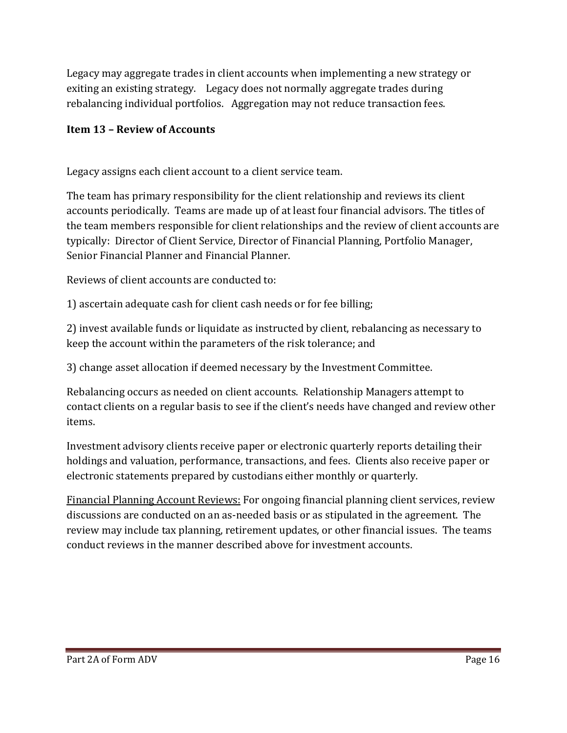Legacy may aggregate trades in client accounts when implementing a new strategy or exiting an existing strategy. Legacy does not normally aggregate trades during rebalancing individual portfolios. Aggregation may not reduce transaction fees.

## Item 13 – Review of Accounts

Legacy assigns each client account to a client service team.

The team has primary responsibility for the client relationship and reviews its client accounts periodically. Teams are made up of at least four financial advisors. The titles of the team members responsible for client relationships and the review of client accounts are typically: Director of Client Service, Director of Financial Planning, Portfolio Manager, Senior Financial Planner and Financial Planner.

Reviews of client accounts are conducted to:

1) ascertain adequate cash for client cash needs or for fee billing;

2) invest available funds or liquidate as instructed by client, rebalancing as necessary to keep the account within the parameters of the risk tolerance; and

3) change asset allocation if deemed necessary by the Investment Committee.

Rebalancing occurs as needed on client accounts. Relationship Managers attempt to contact clients on a regular basis to see if the client's needs have changed and review other items.

Investment advisory clients receive paper or electronic quarterly reports detailing their holdings and valuation, performance, transactions, and fees. Clients also receive paper or electronic statements prepared by custodians either monthly or quarterly.

<u>Financial Planning Account Reviews:</u> For ongoing financial planning client services, review discussions are conducted on an as-needed basis or as stipulated in the agreement. The review may include tax planning, retirement updates, or other financial issues. The teams conduct reviews in the manner described above for investment accounts.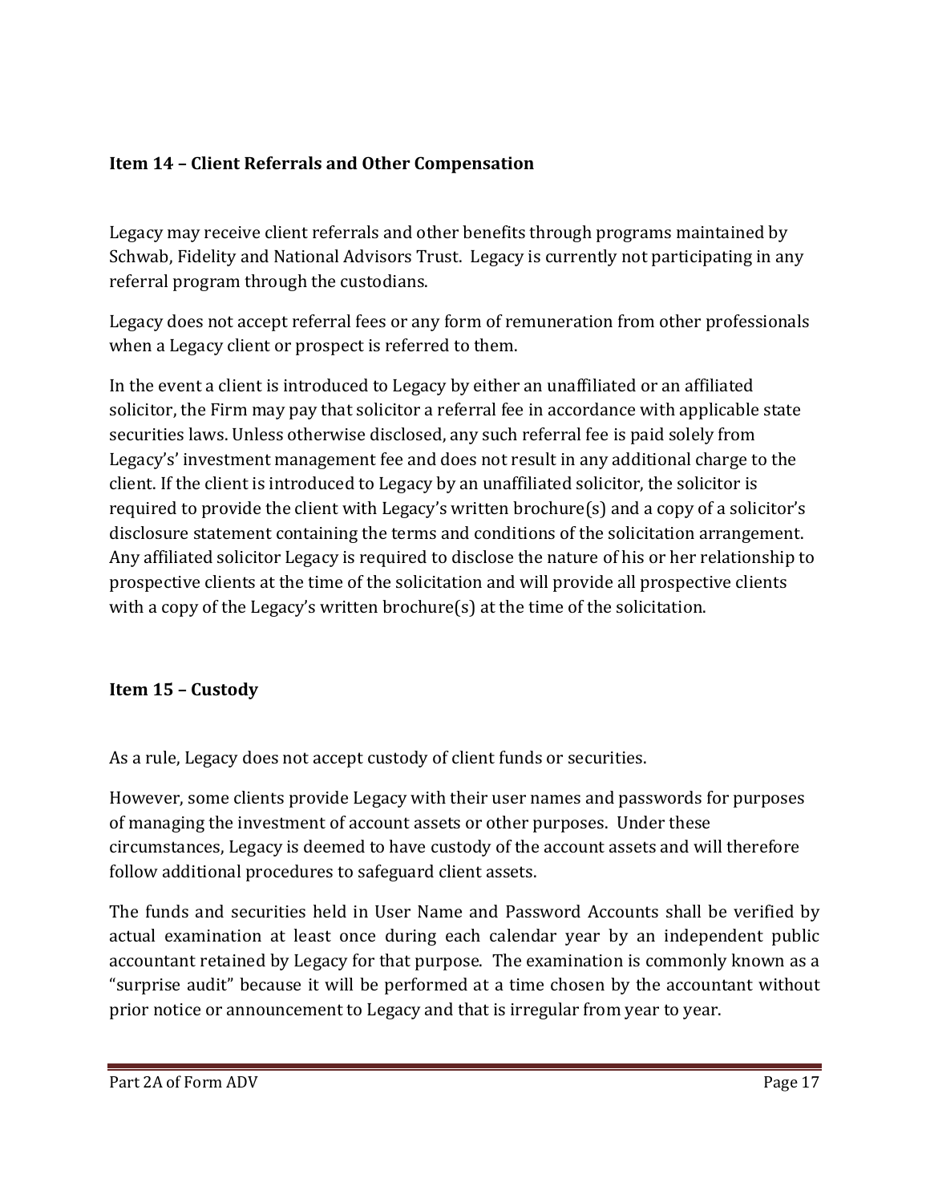## Item 14 – Client Referrals and Other Compensation

Legacy may receive client referrals and other benefits through programs maintained by Schwab, Fidelity and National Advisors Trust. Legacy is currently not participating in any referral program through the custodians.

Legacy does not accept referral fees or any form of remuneration from other professionals when a Legacy client or prospect is referred to them.

In the event a client is introduced to Legacy by either an unaffiliated or an affiliated solicitor, the Firm may pay that solicitor a referral fee in accordance with applicable state securities laws. Unless otherwise disclosed, any such referral fee is paid solely from Legacy's' investment management fee and does not result in any additional charge to the client. If the client is introduced to Legacy by an unaffiliated solicitor, the solicitor is required to provide the client with Legacy's written brochure(s) and a copy of a solicitor's disclosure statement containing the terms and conditions of the solicitation arrangement. Any affiliated solicitor Legacy is required to disclose the nature of his or her relationship to prospective clients at the time of the solicitation and will provide all prospective clients with a copy of the Legacy's written brochure(s) at the time of the solicitation.

## Item 15 – Custody

As a rule, Legacy does not accept custody of client funds or securities.

However, some clients provide Legacy with their user names and passwords for purposes of managing the investment of account assets or other purposes. Under these circumstances, Legacy is deemed to have custody of the account assets and will therefore follow additional procedures to safeguard client assets.

The funds and securities held in User Name and Password Accounts shall be verified by actual examination at least once during each calendar year by an independent public accountant retained by Legacy for that purpose. The examination is commonly known as a "surprise audit" because it will be performed at a time chosen by the accountant without prior notice or announcement to Legacy and that is irregular from year to year.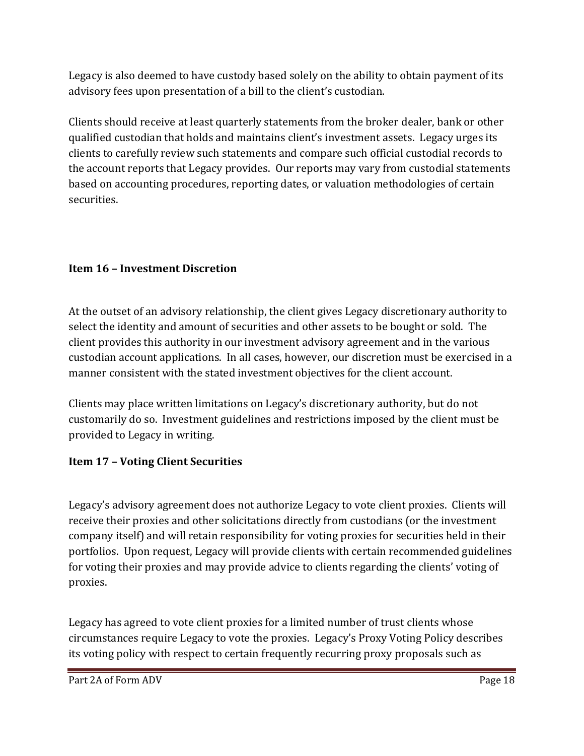Legacy is also deemed to have custody based solely on the ability to obtain payment of its advisory fees upon presentation of a bill to the client's custodian.

Clients should receive at least quarterly statements from the broker dealer, bank or other qualified custodian that holds and maintains client's investment assets. Legacy urges its clients to carefully review such statements and compare such official custodial records to the account reports that Legacy provides. Our reports may vary from custodial statements based on accounting procedures, reporting dates, or valuation methodologies of certain securities.

## Item 16 – Investment Discretion

At the outset of an advisory relationship, the client gives Legacy discretionary authority to select the identity and amount of securities and other assets to be bought or sold. The client provides this authority in our investment advisory agreement and in the various custodian account applications. In all cases, however, our discretion must be exercised in a manner consistent with the stated investment objectives for the client account.

Clients may place written limitations on Legacy's discretionary authority, but do not customarily do so. Investment guidelines and restrictions imposed by the client must be provided to Legacy in writing.

## Item 17 – Voting Client Securities

Legacy's advisory agreement does not authorize Legacy to vote client proxies. Clients will receive their proxies and other solicitations directly from custodians (or the investment company itself) and will retain responsibility for voting proxies for securities held in their portfolios. Upon request, Legacy will provide clients with certain recommended guidelines for voting their proxies and may provide advice to clients regarding the clients' voting of proxies.

Legacy has agreed to vote client proxies for a limited number of trust clients whose circumstances require Legacy to vote the proxies. Legacy's Proxy Voting Policy describes its voting policy with respect to certain frequently recurring proxy proposals such as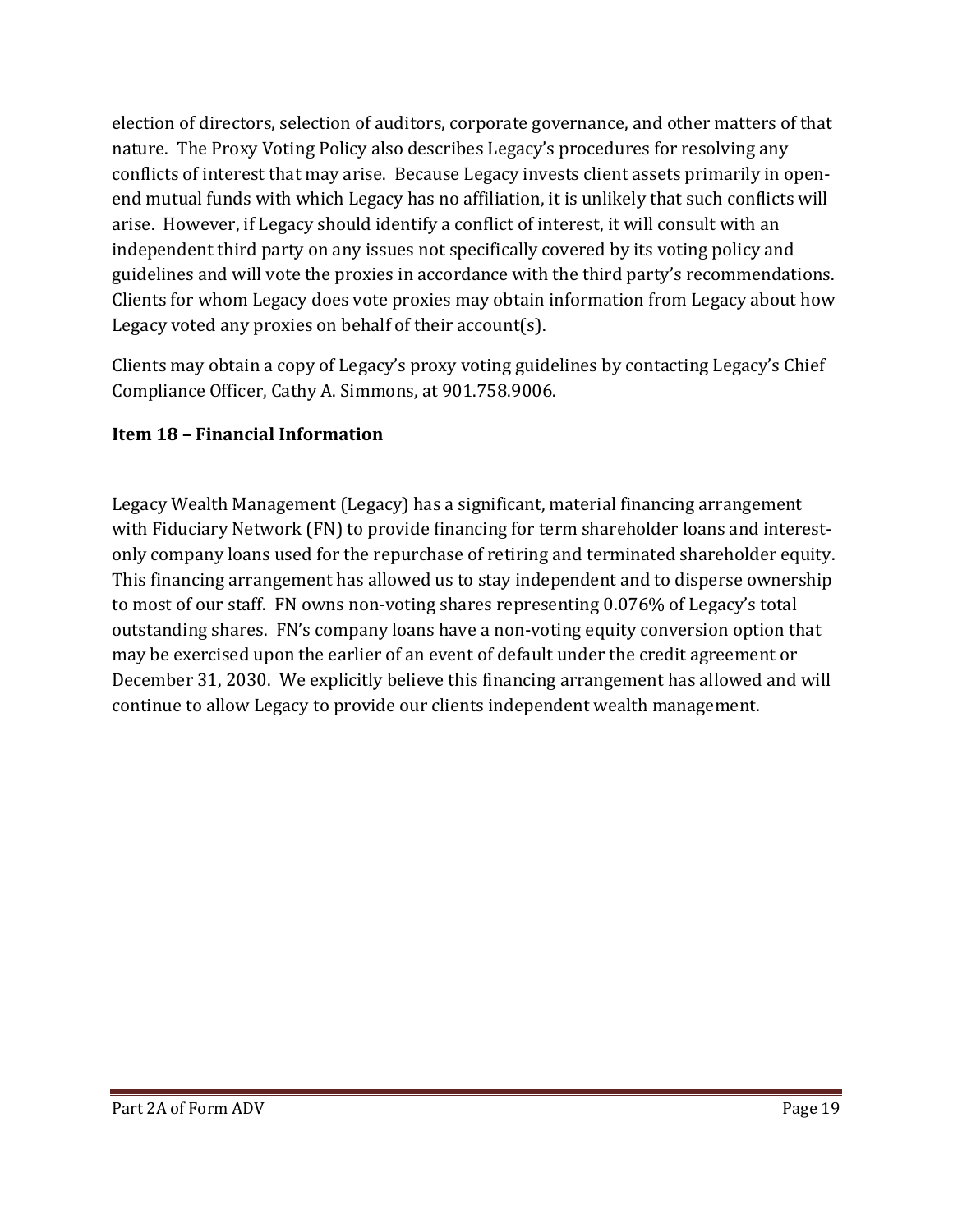election of directors, selection of auditors, corporate governance, and other matters of that nature. The Proxy Voting Policy also describes Legacy's procedures for resolving any conflicts of interest that may arise. Because Legacy invests client assets primarily in open-end mutual funds with which Legacy has no affiliation, it is unlikely that such conflicts will arise. However, if Legacy should identify a conflict of interest, it will consult with an independent third party on any issues not specifically covered by its voting policy and guidelines and will vote the proxies in accordance with the third party's recommendations. Clients for whom Legacy does vote proxies may obtain information from Legacy about how Legacy voted any proxies on behalf of their account(s).

Clients may obtain a copy of Legacy's proxy voting guidelines by contacting Legacy's Chief Compliance Officer, Cathy A. Simmons, at 901.758.9006.

### Item 18 – Financial Information

Legacy Wealth Management (Legacy) has a significant, material financing arrangement with Fiduciary Network (FN) to provide financing for term shareholder loans and interest-only company loans used for the repurchase of retiring and terminated shareholder equity. This financing arrangement has allowed us to stay independent and to disperse ownership to most of our staff. FN owns non-voting shares representing 0.076% of Legacy's total outstanding shares. FN's company loans have a non-voting equity conversion option that may be exercised upon the earlier of an event of default under the credit agreement or December 31, 2030. We explicitly believe this financing arrangement has allowed and will continue to allow Legacy to provide our clients independent wealth management.